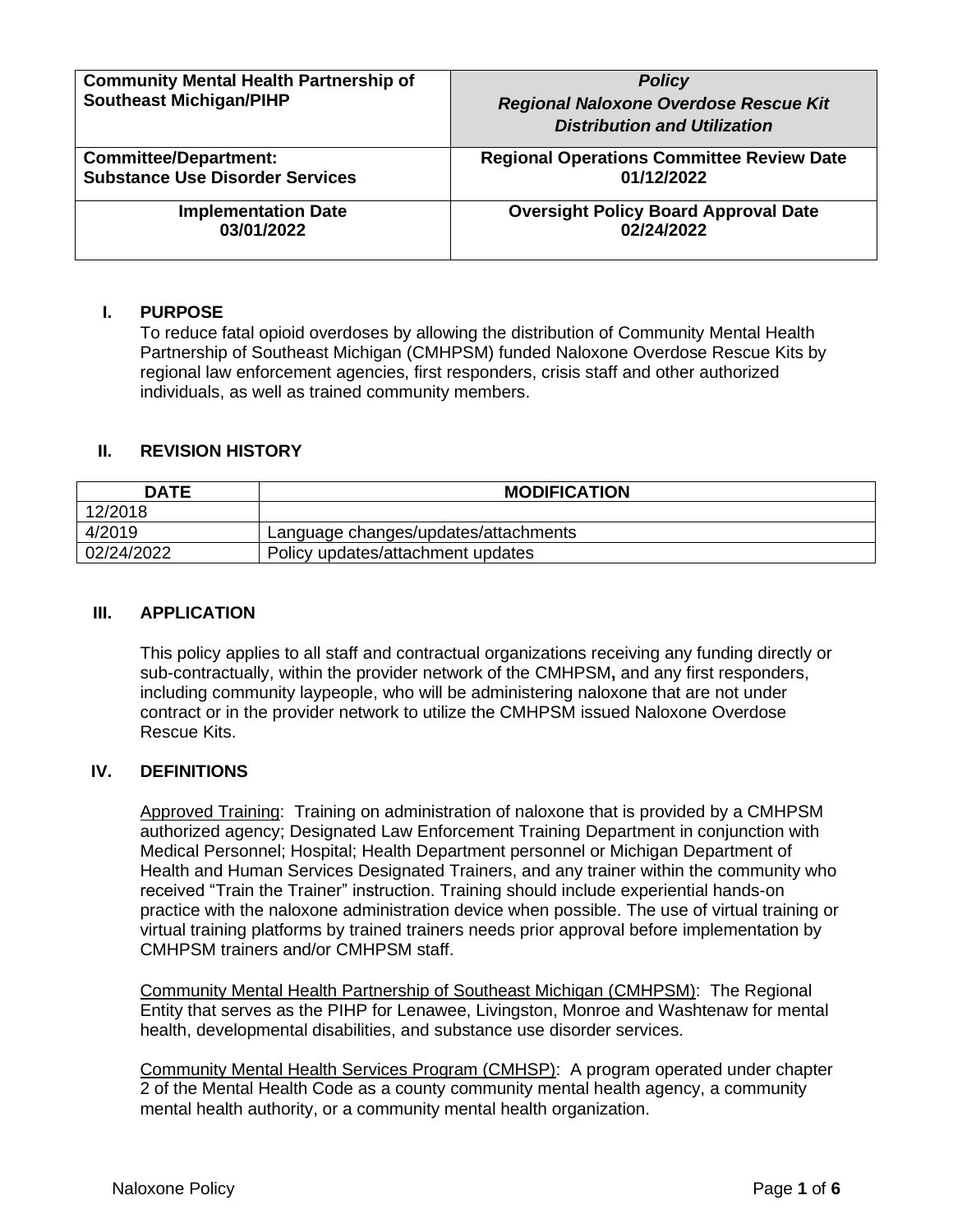| **Community Mental Health Partnership of Southeast Michigan/PIHP** | ***Policy*** ***Regional Naloxone Overdose Rescue Kit Distribution and Utilization*** |
|---|---|
| **Committee/Department: Substance Use Disorder Services** | **Regional Operations Committee Review Date 01/12/2022** |
| **Implementation Date 03/01/2022** | **Oversight Policy Board Approval Date 02/24/2022** |

## I. PURPOSE

To reduce fatal opioid overdoses by allowing the distribution of Community Mental Health Partnership of Southeast Michigan (CMHPSM) funded Naloxone Overdose Rescue Kits by regional law enforcement agencies, first responders, crisis staff and other authorized individuals, as well as trained community members.

## II. REVISION HISTORY

| DATE | MODIFICATION |
|---|---|
| 12/2018 | |
| 4/2019 | Language changes/updates/attachments |
| 02/24/2022 | Policy updates/attachment updates |

## III. APPLICATION

This policy applies to all staff and contractual organizations receiving any funding directly or sub-contractually, within the provider network of the CMHPSM**,** and any first responders, including community laypeople, who will be administering naloxone that are not under contract or in the provider network to utilize the CMHPSM issued Naloxone Overdose Rescue Kits.

## IV. DEFINITIONS

Approved Training: Training on administration of naloxone that is provided by a CMHPSM authorized agency; Designated Law Enforcement Training Department in conjunction with Medical Personnel; Hospital; Health Department personnel or Michigan Department of Health and Human Services Designated Trainers, and any trainer within the community who received "Train the Trainer" instruction. Training should include experiential hands-on practice with the naloxone administration device when possible. The use of virtual training or virtual training platforms by trained trainers needs prior approval before implementation by CMHPSM trainers and/or CMHPSM staff.

Community Mental Health Partnership of Southeast Michigan (CMHPSM): The Regional Entity that serves as the PIHP for Lenawee, Livingston, Monroe and Washtenaw for mental health, developmental disabilities, and substance use disorder services.

Community Mental Health Services Program (CMHSP): A program operated under chapter 2 of the Mental Health Code as a county community mental health agency, a community mental health authority, or a community mental health organization.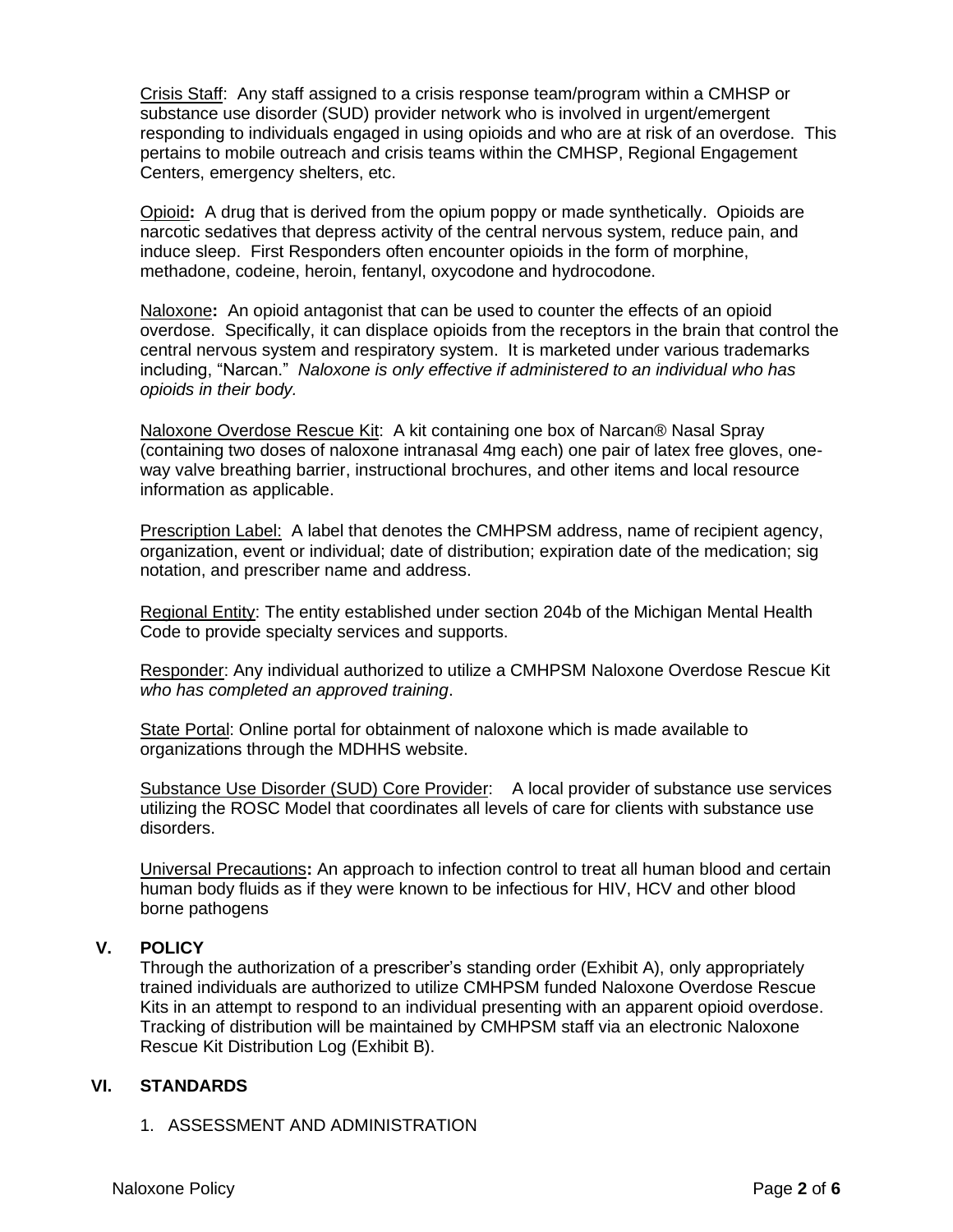Crisis Staff:  Any staff assigned to a crisis response team/program within a CMHSP or substance use disorder (SUD) provider network who is involved in urgent/emergent responding to individuals engaged in using opioids and who are at risk of an overdose.  This pertains to mobile outreach and crisis teams within the CMHSP, Regional Engagement Centers, emergency shelters, etc.

Opioid**:** A drug that is derived from the opium poppy or made synthetically.  Opioids are narcotic sedatives that depress activity of the central nervous system, reduce pain, and induce sleep.  First Responders often encounter opioids in the form of morphine, methadone, codeine, heroin, fentanyl, oxycodone and hydrocodone.

Naloxone**:** An opioid antagonist that can be used to counter the effects of an opioid overdose.  Specifically, it can displace opioids from the receptors in the brain that control the central nervous system and respiratory system.  It is marketed under various trademarks including, "Narcan."  *Naloxone is only effective if administered to an individual who has opioids in their body.*

Naloxone Overdose Rescue Kit:  A kit containing one box of Narcan® Nasal Spray (containing two doses of naloxone intranasal 4mg each) one pair of latex free gloves, one-way valve breathing barrier, instructional brochures, and other items and local resource information as applicable.

Prescription Label:  A label that denotes the CMHPSM address, name of recipient agency, organization, event or individual; date of distribution; expiration date of the medication; sig notation, and prescriber name and address.

Regional Entity: The entity established under section 204b of the Michigan Mental Health Code to provide specialty services and supports.

Responder: Any individual authorized to utilize a CMHPSM Naloxone Overdose Rescue Kit *who has completed an approved training*.

State Portal: Online portal for obtainment of naloxone which is made available to organizations through the MDHHS website.

Substance Use Disorder (SUD) Core Provider:    A local provider of substance use services utilizing the ROSC Model that coordinates all levels of care for clients with substance use disorders.

Universal Precautions**:** An approach to infection control to treat all human blood and certain human body fluids as if they were known to be infectious for HIV, HCV and other blood borne pathogens

## V. POLICY

Through the authorization of a prescriber's standing order (Exhibit A), only appropriately trained individuals are authorized to utilize CMHPSM funded Naloxone Overdose Rescue Kits in an attempt to respond to an individual presenting with an apparent opioid overdose. Tracking of distribution will be maintained by CMHPSM staff via an electronic Naloxone Rescue Kit Distribution Log (Exhibit B).

## VI. STANDARDS

1. ASSESSMENT AND ADMINISTRATION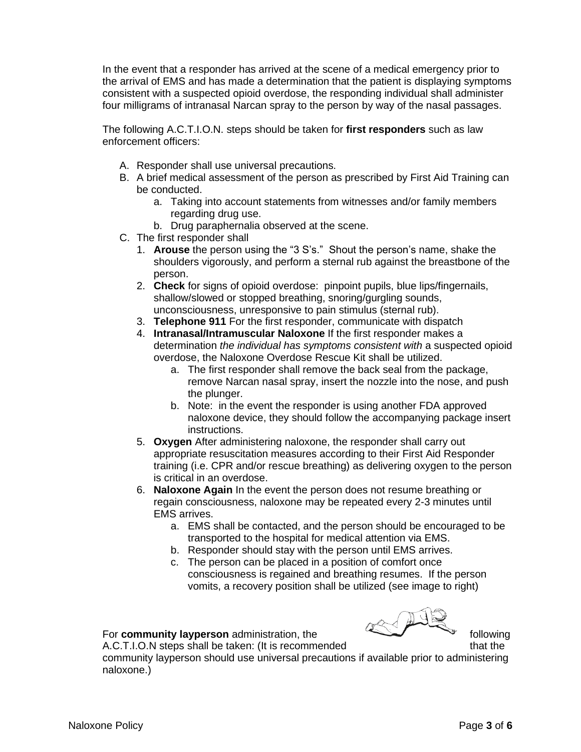In the event that a responder has arrived at the scene of a medical emergency prior to the arrival of EMS and has made a determination that the patient is displaying symptoms consistent with a suspected opioid overdose, the responding individual shall administer four milligrams of intranasal Narcan spray to the person by way of the nasal passages.

The following A.C.T.I.O.N. steps should be taken for **first responders** such as law enforcement officers:

A. Responder shall use universal precautions.
B. A brief medical assessment of the person as prescribed by First Aid Training can be conducted.
    a. Taking into account statements from witnesses and/or family members regarding drug use.
    b. Drug paraphernalia observed at the scene.
C. The first responder shall
    1. **Arouse** the person using the "3 S's." Shout the person's name, shake the shoulders vigorously, and perform a sternal rub against the breastbone of the person.
    2. **Check** for signs of opioid overdose: pinpoint pupils, blue lips/fingernails, shallow/slowed or stopped breathing, snoring/gurgling sounds, unconsciousness, unresponsive to pain stimulus (sternal rub).
    3. **Telephone 911** For the first responder, communicate with dispatch
    4. **Intranasal/Intramuscular Naloxone** If the first responder makes a determination *the individual has symptoms consistent with* a suspected opioid overdose, the Naloxone Overdose Rescue Kit shall be utilized.
        a. The first responder shall remove the back seal from the package, remove Narcan nasal spray, insert the nozzle into the nose, and push the plunger.
        b. Note: in the event the responder is using another FDA approved naloxone device, they should follow the accompanying package insert instructions.
    5. **Oxygen** After administering naloxone, the responder shall carry out appropriate resuscitation measures according to their First Aid Responder training (i.e. CPR and/or rescue breathing) as delivering oxygen to the person is critical in an overdose.
    6. **Naloxone Again** In the event the person does not resume breathing or regain consciousness, naloxone may be repeated every 2-3 minutes until EMS arrives.
        a. EMS shall be contacted, and the person should be encouraged to be transported to the hospital for medical attention via EMS.
        b. Responder should stay with the person until EMS arrives.
        c. The person can be placed in a position of comfort once consciousness is regained and breathing resumes. If the person vomits, a recovery position shall be utilized (see image to right)

For **community layperson** administration, the following A.C.T.I.O.N steps shall be taken: (It is recommended that the community layperson should use universal precautions if available prior to administering naloxone.)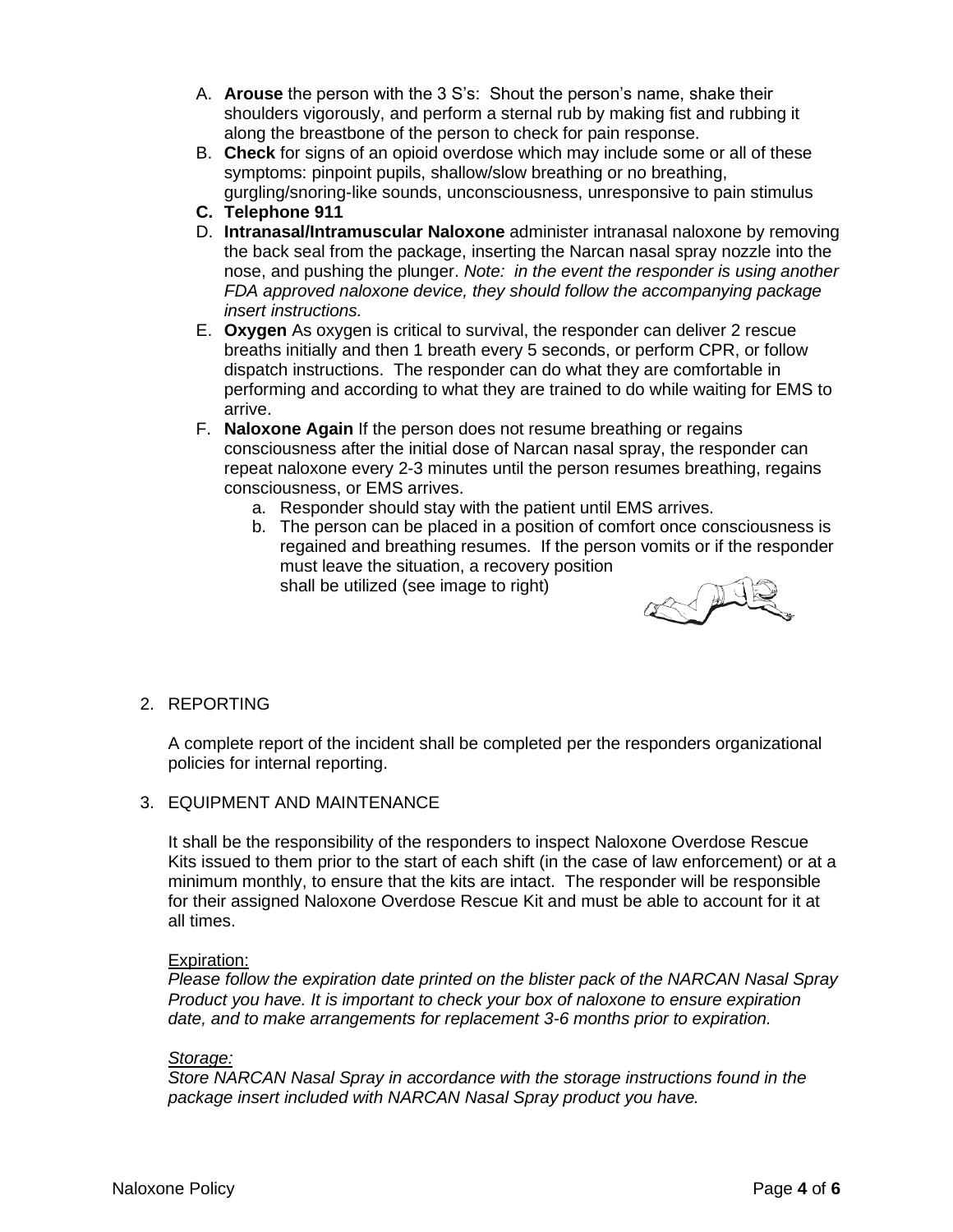A. **Arouse** the person with the 3 S's: Shout the person's name, shake their shoulders vigorously, and perform a sternal rub by making fist and rubbing it along the breastbone of the person to check for pain response.
B. **Check** for signs of an opioid overdose which may include some or all of these symptoms: pinpoint pupils, shallow/slow breathing or no breathing, gurgling/snoring-like sounds, unconsciousness, unresponsive to pain stimulus
C. **Telephone 911**
D. **Intranasal/Intramuscular Naloxone** administer intranasal naloxone by removing the back seal from the package, inserting the Narcan nasal spray nozzle into the nose, and pushing the plunger. *Note: in the event the responder is using another FDA approved naloxone device, they should follow the accompanying package insert instructions.*
E. **Oxygen** As oxygen is critical to survival, the responder can deliver 2 rescue breaths initially and then 1 breath every 5 seconds, or perform CPR, or follow dispatch instructions. The responder can do what they are comfortable in performing and according to what they are trained to do while waiting for EMS to arrive.
F. **Naloxone Again** If the person does not resume breathing or regains consciousness after the initial dose of Narcan nasal spray, the responder can repeat naloxone every 2-3 minutes until the person resumes breathing, regains consciousness, or EMS arrives.
   a. Responder should stay with the patient until EMS arrives.
   b. The person can be placed in a position of comfort once consciousness is regained and breathing resumes. If the person vomits or if the responder must leave the situation, a recovery position shall be utilized (see image to right)

2. REPORTING

A complete report of the incident shall be completed per the responders organizational policies for internal reporting.

3. EQUIPMENT AND MAINTENANCE

It shall be the responsibility of the responders to inspect Naloxone Overdose Rescue Kits issued to them prior to the start of each shift (in the case of law enforcement) or at a minimum monthly, to ensure that the kits are intact. The responder will be responsible for their assigned Naloxone Overdose Rescue Kit and must be able to account for it at all times.

<u>Expiration:</u>
*Please follow the expiration date printed on the blister pack of the NARCAN Nasal Spray Product you have. It is important to check your box of naloxone to ensure expiration date, and to make arrangements for replacement 3-6 months prior to expiration.*

*<u>Storage:</u>*
*Store NARCAN Nasal Spray in accordance with the storage instructions found in the package insert included with NARCAN Nasal Spray product you have.*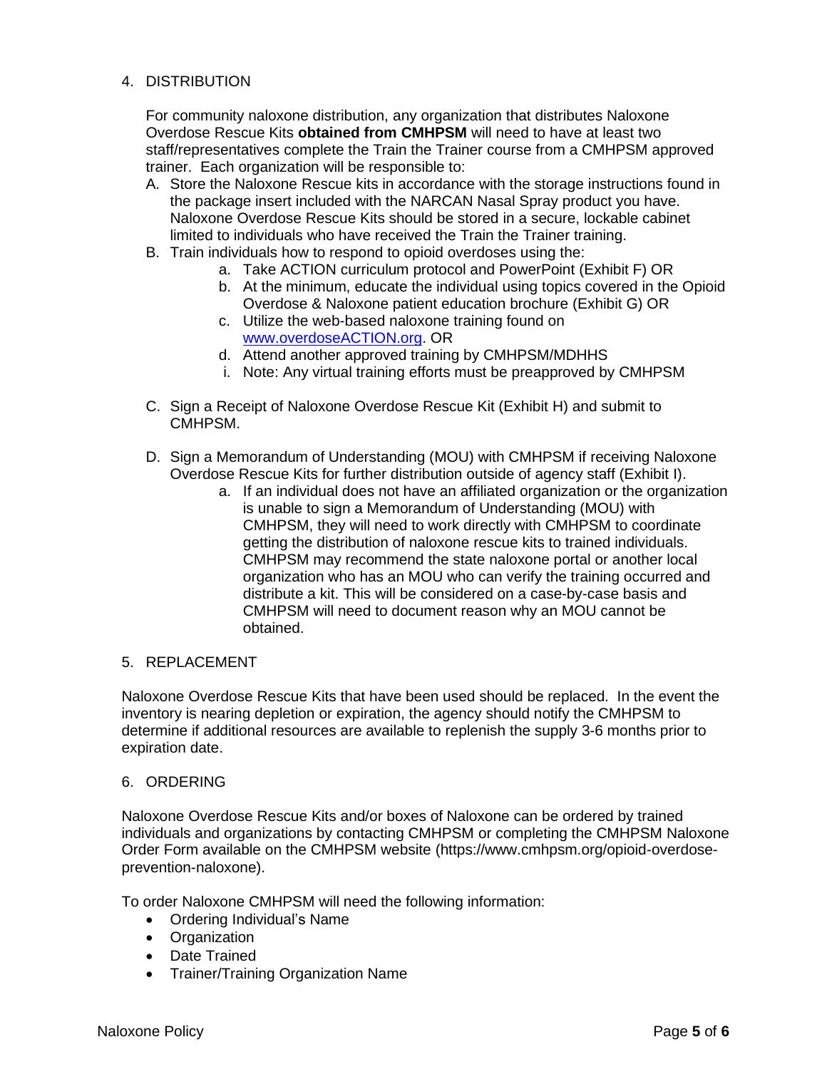4. DISTRIBUTION

   For community naloxone distribution, any organization that distributes Naloxone Overdose Rescue Kits **obtained from CMHPSM** will need to have at least two staff/representatives complete the Train the Trainer course from a CMHPSM approved trainer. Each organization will be responsible to:

   A. Store the Naloxone Rescue kits in accordance with the storage instructions found in the package insert included with the NARCAN Nasal Spray product you have. Naloxone Overdose Rescue Kits should be stored in a secure, lockable cabinet limited to individuals who have received the Train the Trainer training.
   B. Train individuals how to respond to opioid overdoses using the:
      a. Take ACTION curriculum protocol and PowerPoint (Exhibit F) OR
      b. At the minimum, educate the individual using topics covered in the Opioid Overdose & Naloxone patient education brochure (Exhibit G) OR
      c. Utilize the web-based naloxone training found on [www.overdoseACTION.org](http://www.overdoseACTION.org). OR
      d. Attend another approved training by CMHPSM/MDHHS
      i. Note: Any virtual training efforts must be preapproved by CMHPSM

   C. Sign a Receipt of Naloxone Overdose Rescue Kit (Exhibit H) and submit to CMHPSM.

   D. Sign a Memorandum of Understanding (MOU) with CMHPSM if receiving Naloxone Overdose Rescue Kits for further distribution outside of agency staff (Exhibit I).
      a. If an individual does not have an affiliated organization or the organization is unable to sign a Memorandum of Understanding (MOU) with CMHPSM, they will need to work directly with CMHPSM to coordinate getting the distribution of naloxone rescue kits to trained individuals. CMHPSM may recommend the state naloxone portal or another local organization who has an MOU who can verify the training occurred and distribute a kit. This will be considered on a case-by-case basis and CMHPSM will need to document reason why an MOU cannot be obtained.

5. REPLACEMENT

Naloxone Overdose Rescue Kits that have been used should be replaced. In the event the inventory is nearing depletion or expiration, the agency should notify the CMHPSM to determine if additional resources are available to replenish the supply 3-6 months prior to expiration date.

6. ORDERING

Naloxone Overdose Rescue Kits and/or boxes of Naloxone can be ordered by trained individuals and organizations by contacting CMHPSM or completing the CMHPSM Naloxone Order Form available on the CMHPSM website (https://www.cmhpsm.org/opioid-overdose-prevention-naloxone).

To order Naloxone CMHPSM will need the following information:

- Ordering Individual's Name
- Organization
- Date Trained
- Trainer/Training Organization Name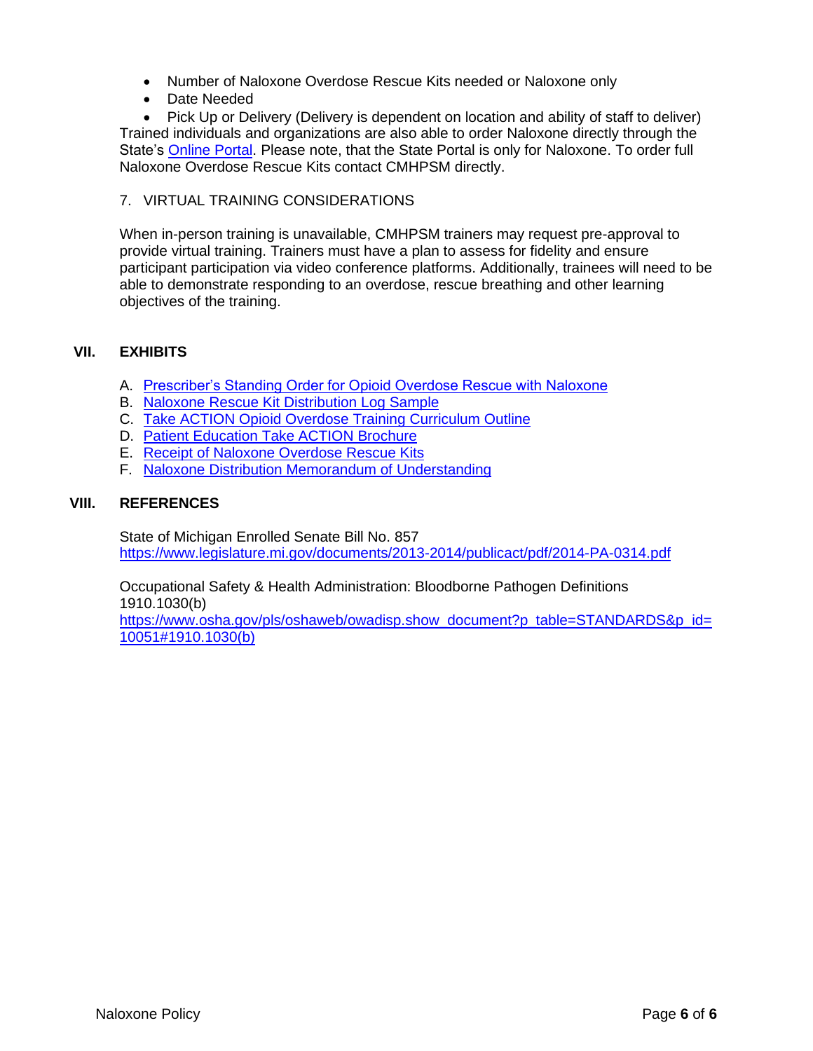- Number of Naloxone Overdose Rescue Kits needed or Naloxone only
- Date Needed
- Pick Up or Delivery (Delivery is dependent on location and ability of staff to deliver)

Trained individuals and organizations are also able to order Naloxone directly through the State's [Online Portal](). Please note, that the State Portal is only for Naloxone. To order full Naloxone Overdose Rescue Kits contact CMHPSM directly.

7. VIRTUAL TRAINING CONSIDERATIONS

When in-person training is unavailable, CMHPSM trainers may request pre-approval to provide virtual training. Trainers must have a plan to assess for fidelity and ensure participant participation via video conference platforms. Additionally, trainees will need to be able to demonstrate responding to an overdose, rescue breathing and other learning objectives of the training.

## VII. EXHIBITS

A. Prescriber's Standing Order for Opioid Overdose Rescue with Naloxone
B. Naloxone Rescue Kit Distribution Log Sample
C. Take ACTION Opioid Overdose Training Curriculum Outline
D. Patient Education Take ACTION Brochure
E. Receipt of Naloxone Overdose Rescue Kits
F. Naloxone Distribution Memorandum of Understanding

## VIII. REFERENCES

State of Michigan Enrolled Senate Bill No. 857
https://www.legislature.mi.gov/documents/2013-2014/publicact/pdf/2014-PA-0314.pdf

Occupational Safety & Health Administration: Bloodborne Pathogen Definitions 1910.1030(b)
https://www.osha.gov/pls/oshaweb/owadisp.show_document?p_table=STANDARDS&p_id=10051#1910.1030(b)